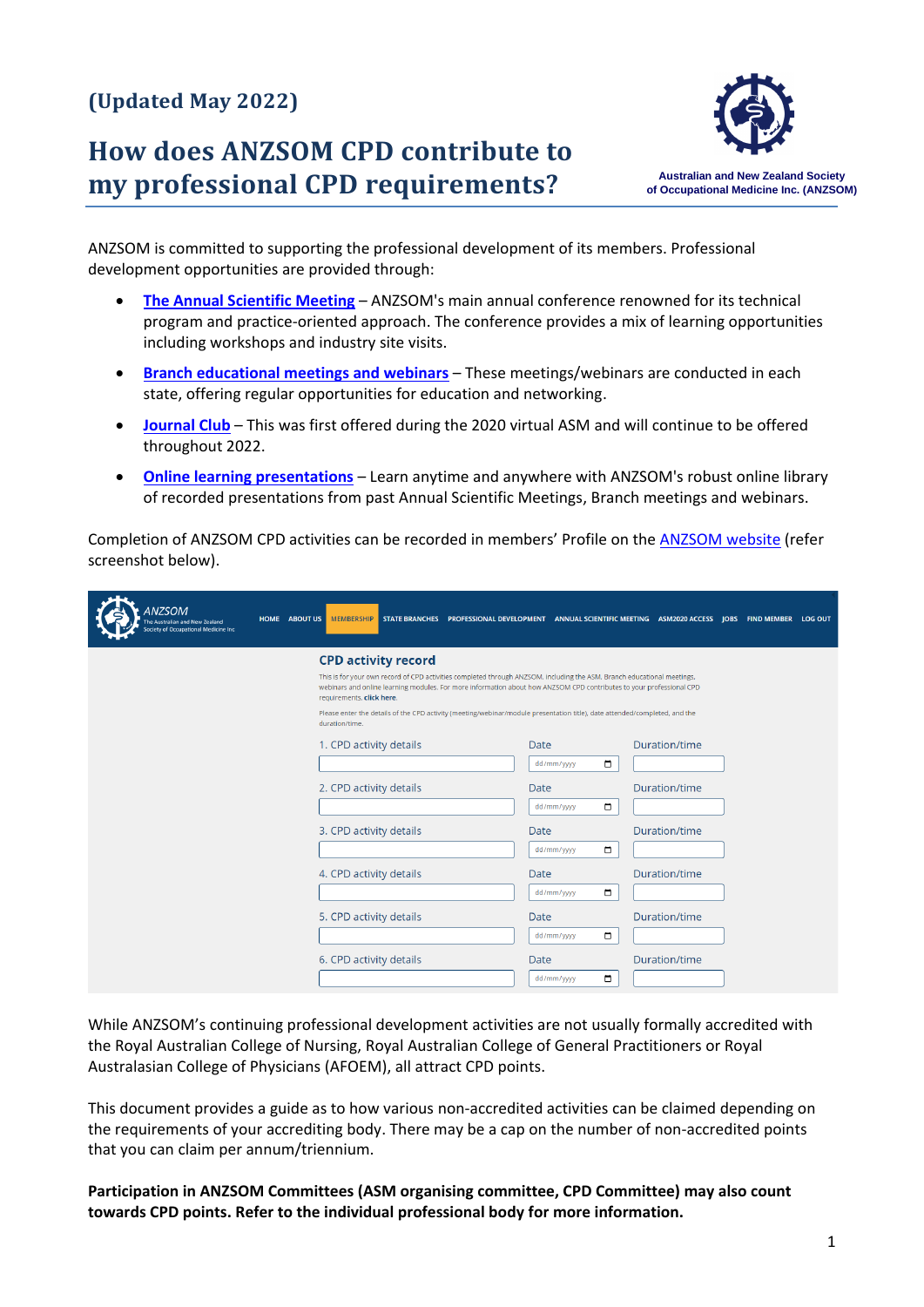(Updated May 2022)

# How does ANZSOM CPD contribute to my professional CPD requirements?

Australian and New Zealand Society of Occupational Medicine Inc. (ANZSOM)

ANZSOM is committed to supporting the professional development of its members. Professional development opportunities are provided through:

- **The Annual Scientific Meeting** – ANZSOM's main annual conference renowned for its technical program and practice-oriented approach. The conference provides a mix of learning opportunities including workshops and industry site visits.
- **Branch educational meetings and webinars** – These meetings/webinars are conducted in each state, offering regular opportunities for education and networking.
- **Journal Club** – This was first offered during the 2020 virtual ASM and will continue to be offered throughout 2022.
- **Online learning presentations** – Learn anytime and anywhere with ANZSOM's robust online library of recorded presentations from past Annual Scientific Meetings, Branch meetings and webinars.

Completion of ANZSOM CPD activities can be recorded in members' Profile on the ANZSOM website (refer screenshot below).

ANZSOM The Australian and New Zealand Society of Occupational Medicine Inc | HOME | ABOUT US | MEMBERSHIP | STATE BRANCHES | PROFESSIONAL DEVELOPMENT | ANNUAL SCIENTIFIC MEETING | ASM2020 ACCESS | JOBS | FIND MEMBER | LOG OUT

**CPD activity record**

This is for your own record of CPD activities completed through ANZSOM, including the ASM, Branch educational meetings, webinars and online learning modules. For more information about how ANZSOM CPD contributes to your professional CPD requirements, **click here**.

Please enter the details of the CPD activity (meeting/webinar/module presentation title), date attended/completed, and the duration/time.

| CPD activity details | Date | Duration/time |
| --- | --- | --- |
| 1. | dd/mm/yyyy | |
| 2. | dd/mm/yyyy | |
| 3. | dd/mm/yyyy | |
| 4. | dd/mm/yyyy | |
| 5. | dd/mm/yyyy | |
| 6. | dd/mm/yyyy | |

While ANZSOM's continuing professional development activities are not usually formally accredited with the Royal Australian College of Nursing, Royal Australian College of General Practitioners or Royal Australasian College of Physicians (AFOEM), all attract CPD points.

This document provides a guide as to how various non-accredited activities can be claimed depending on the requirements of your accrediting body. There may be a cap on the number of non-accredited points that you can claim per annum/triennium.

**Participation in ANZSOM Committees (ASM organising committee, CPD Committee) may also count towards CPD points. Refer to the individual professional body for more information.**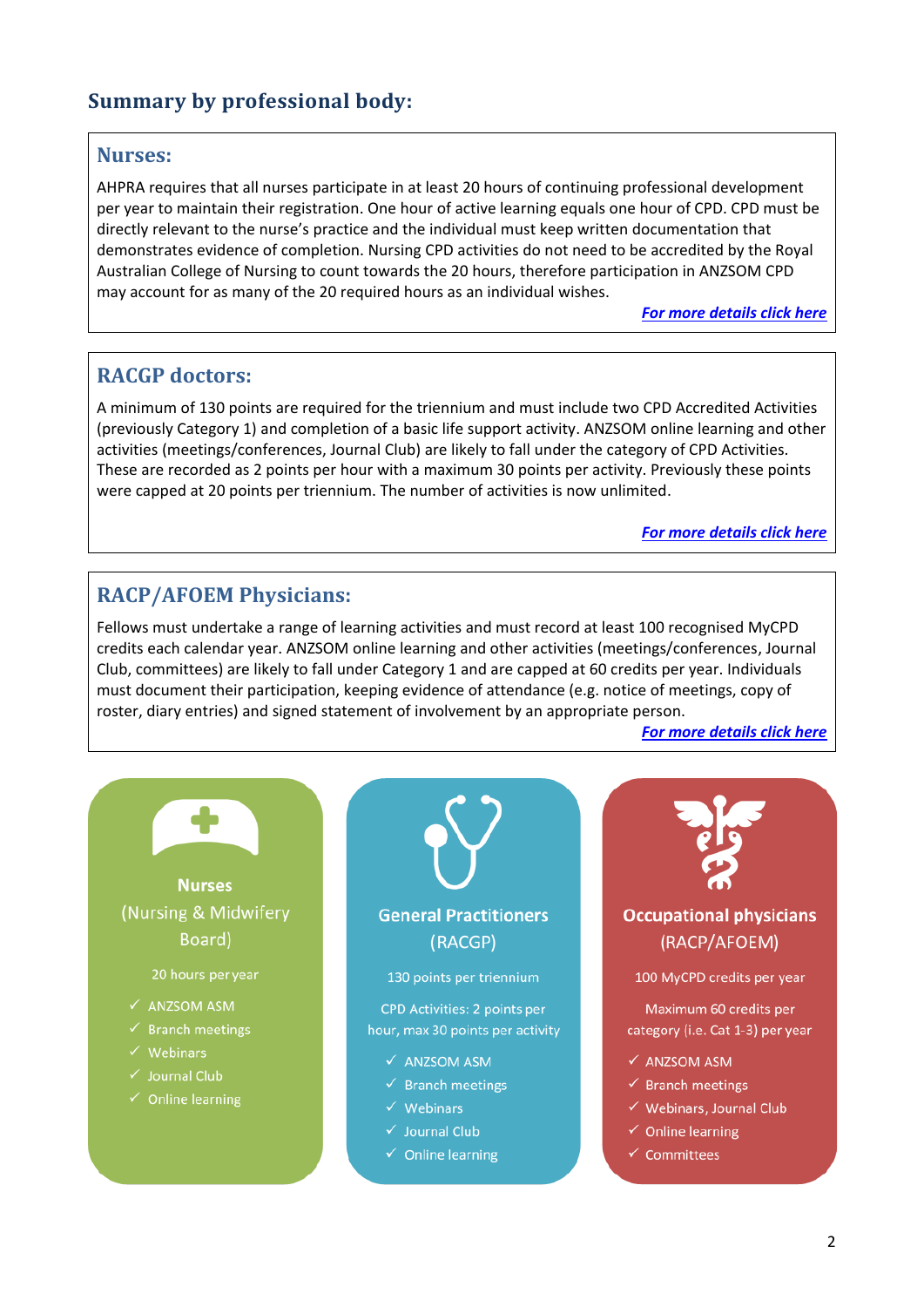## Summary by professional body:

### Nurses:

AHPRA requires that all nurses participate in at least 20 hours of continuing professional development per year to maintain their registration. One hour of active learning equals one hour of CPD. CPD must be directly relevant to the nurse's practice and the individual must keep written documentation that demonstrates evidence of completion. Nursing CPD activities do not need to be accredited by the Royal Australian College of Nursing to count towards the 20 hours, therefore participation in ANZSOM CPD may account for as many of the 20 required hours as an individual wishes.

***For more details click here***

### RACGP doctors:

A minimum of 130 points are required for the triennium and must include two CPD Accredited Activities (previously Category 1) and completion of a basic life support activity. ANZSOM online learning and other activities (meetings/conferences, Journal Club) are likely to fall under the category of CPD Activities. These are recorded as 2 points per hour with a maximum 30 points per activity. Previously these points were capped at 20 points per triennium. The number of activities is now unlimited.

***For more details click here***

### RACP/AFOEM Physicians:

Fellows must undertake a range of learning activities and must record at least 100 recognised MyCPD credits each calendar year. ANZSOM online learning and other activities (meetings/conferences, Journal Club, committees) are likely to fall under Category 1 and are capped at 60 credits per year. Individuals must document their participation, keeping evidence of attendance (e.g. notice of meetings, copy of roster, diary entries) and signed statement of involvement by an appropriate person.

***For more details click here***

**Nurses**
(Nursing & Midwifery Board)

20 hours per year

- ✓ ANZSOM ASM
- ✓ Branch meetings
- ✓ Webinars
- ✓ Journal Club
- ✓ Online learning

**General Practitioners**
(RACGP)

130 points per triennium

CPD Activities: 2 points per hour, max 30 points per activity

- ✓ ANZSOM ASM
- ✓ Branch meetings
- ✓ Webinars
- ✓ Journal Club
- ✓ Online learning

**Occupational physicians**
(RACP/AFOEM)

100 MyCPD credits per year

Maximum 60 credits per category (i.e. Cat 1-3) per year

- ✓ ANZSOM ASM
- ✓ Branch meetings
- ✓ Webinars, Journal Club
- ✓ Online learning
- ✓ Committees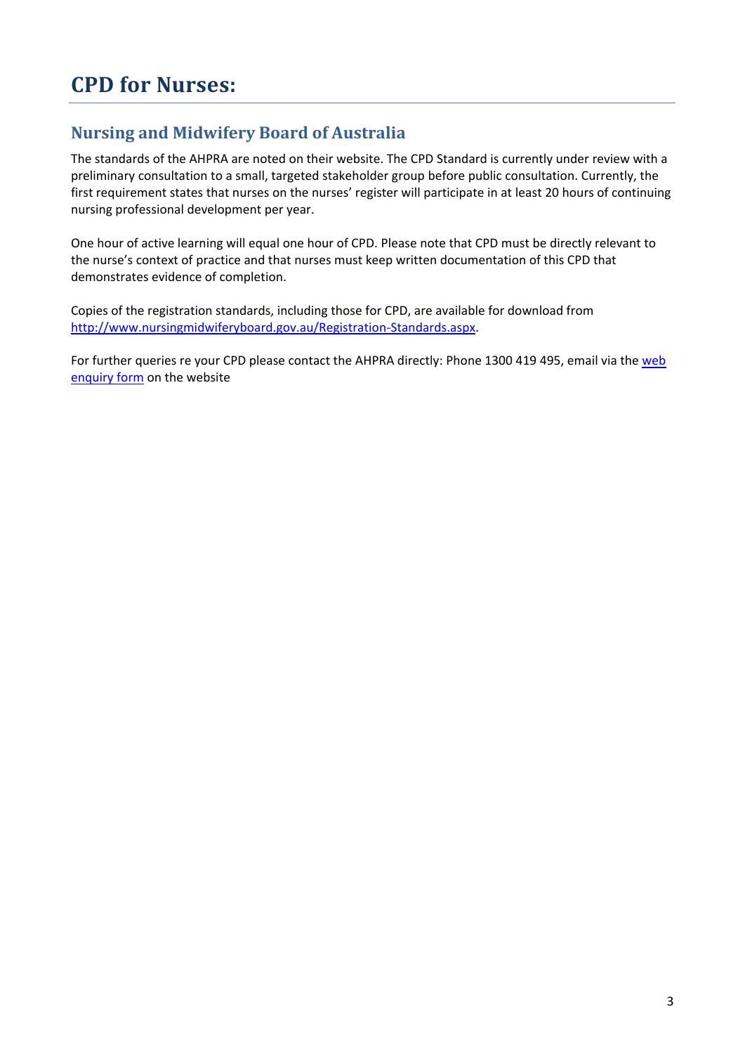# CPD for Nurses:

## Nursing and Midwifery Board of Australia

The standards of the AHPRA are noted on their website. The CPD Standard is currently under review with a preliminary consultation to a small, targeted stakeholder group before public consultation. Currently, the first requirement states that nurses on the nurses' register will participate in at least 20 hours of continuing nursing professional development per year.

One hour of active learning will equal one hour of CPD. Please note that CPD must be directly relevant to the nurse's context of practice and that nurses must keep written documentation of this CPD that demonstrates evidence of completion.

Copies of the registration standards, including those for CPD, are available for download from [http://www.nursingmidwiferyboard.gov.au/Registration-Standards.aspx](http://www.nursingmidwiferyboard.gov.au/Registration-Standards.aspx).

For further queries re your CPD please contact the AHPRA directly: Phone 1300 419 495, email via the web enquiry form on the website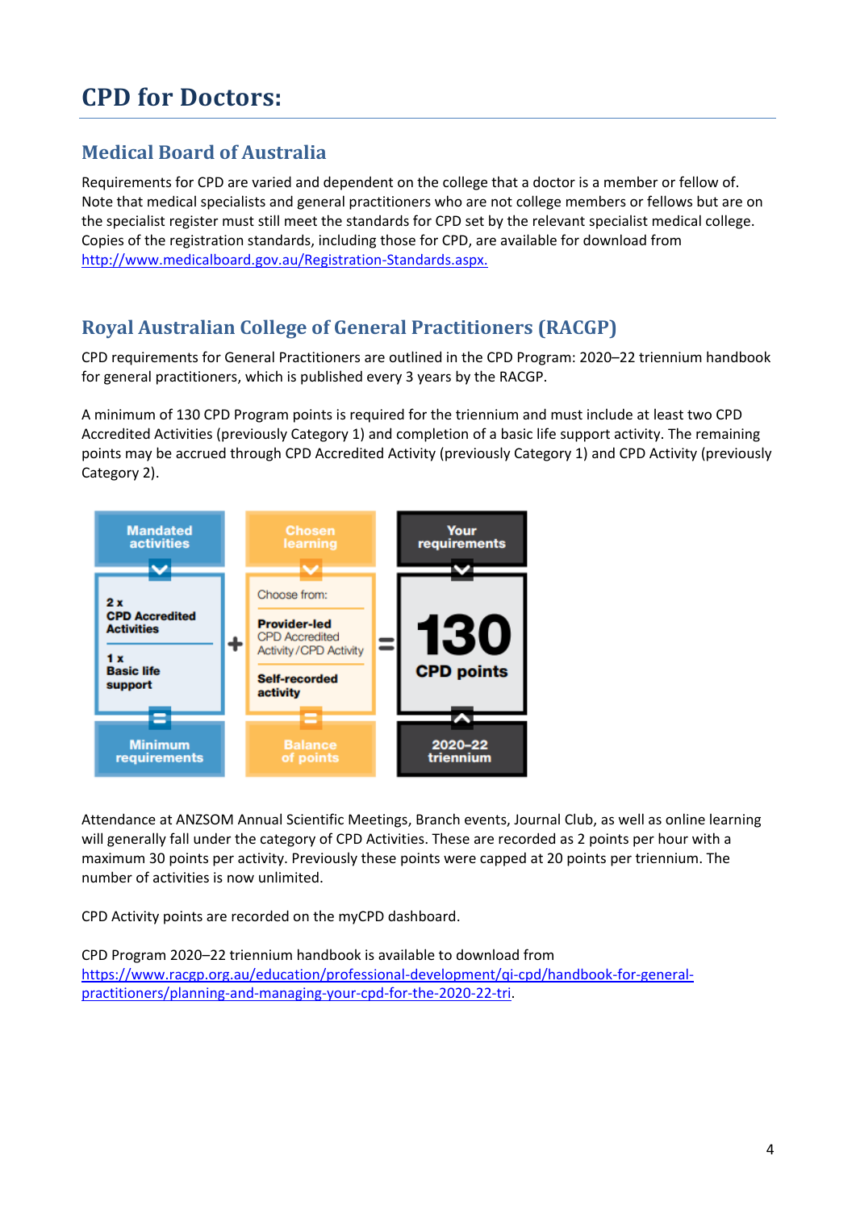# CPD for Doctors:

## Medical Board of Australia

Requirements for CPD are varied and dependent on the college that a doctor is a member or fellow of. Note that medical specialists and general practitioners who are not college members or fellows but are on the specialist register must still meet the standards for CPD set by the relevant specialist medical college. Copies of the registration standards, including those for CPD, are available for download from http://www.medicalboard.gov.au/Registration-Standards.aspx.

## Royal Australian College of General Practitioners (RACGP)

CPD requirements for General Practitioners are outlined in the CPD Program: 2020–22 triennium handbook for general practitioners, which is published every 3 years by the RACGP.

A minimum of 130 CPD Program points is required for the triennium and must include at least two CPD Accredited Activities (previously Category 1) and completion of a basic life support activity. The remaining points may be accrued through CPD Accredited Activity (previously Category 1) and CPD Activity (previously Category 2).

| Mandated activities | | Chosen learning | | Your requirements |
|---|---|---|---|---|
| 2 x CPD Accredited Activities; 1 x Basic life support | + | Choose from: Provider-led CPD Accredited Activity/CPD Activity; Self-recorded activity | = | 130 CPD points |
| Minimum requirements | | Balance of points | | 2020–22 triennium |

Attendance at ANZSOM Annual Scientific Meetings, Branch events, Journal Club, as well as online learning will generally fall under the category of CPD Activities. These are recorded as 2 points per hour with a maximum 30 points per activity. Previously these points were capped at 20 points per triennium. The number of activities is now unlimited.

CPD Activity points are recorded on the myCPD dashboard.

CPD Program 2020–22 triennium handbook is available to download from https://www.racgp.org.au/education/professional-development/qi-cpd/handbook-for-general-practitioners/planning-and-managing-your-cpd-for-the-2020-22-tri.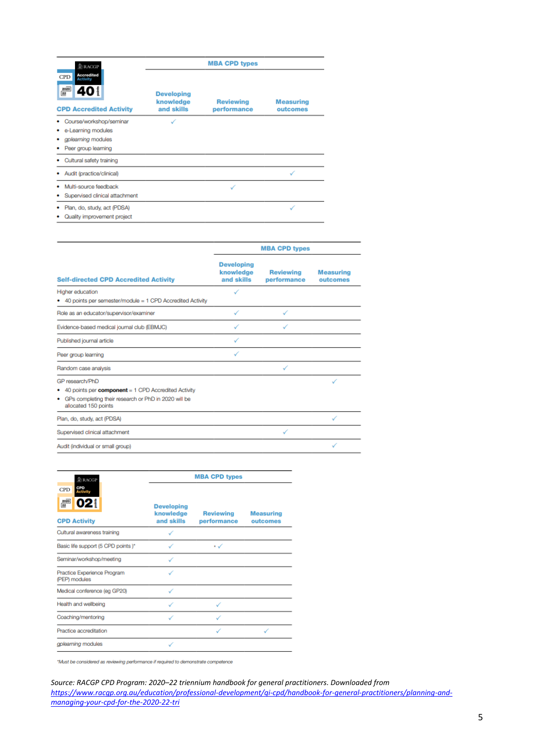| CPD Accredited Activity | MBA CPD types | | |
|---|---|---|---|
| | Developing knowledge and skills | Reviewing performance | Measuring outcomes |
| • Course/workshop/seminar<br>• e-Learning modules<br>• *gplearning* modules<br>• Peer group learning | ✓ | | |
| • Cultural safety training | | | |
| • Audit (practice/clinical) | | | ✓ |
| • Multi-source feedback<br>• Supervised clinical attachment | | ✓ | |
| • Plan, do, study, act (PDSA)<br>• Quality improvement project | | | ✓ |

| Self-directed CPD Accredited Activity | MBA CPD types | | |
|---|---|---|---|
| | Developing knowledge and skills | Reviewing performance | Measuring outcomes |
| Higher education<br>• 40 points per semester/module = 1 CPD Accredited Activity | ✓ | | |
| Role as an educator/supervisor/examiner | ✓ | ✓ | |
| Evidence-based medical journal club (EBMJC) | ✓ | ✓ | |
| Published journal article | ✓ | | |
| Peer group learning | ✓ | | |
| Random case analysis | | ✓ | |
| GP research/PhD<br>• 40 points per **component** = 1 CPD Accredited Activity<br>• GPs completing their research or PhD in 2020 will be allocated 150 points | | | ✓ |
| Plan, do, study, act (PDSA) | | | ✓ |
| Supervised clinical attachment | | ✓ | |
| Audit (individual or small group) | | | ✓ |

| CPD Activity | MBA CPD types | | |
|---|---|---|---|
| | Developing knowledge and skills | Reviewing performance | Measuring outcomes |
| Cultural awareness training | ✓ | | |
| Basic life support (5 CPD points )* | ✓ | * ✓ | |
| Seminar/workshop/meeting | ✓ | | |
| Practice Experience Program (PEP) modules | ✓ | | |
| Medical conference (eg GP20) | ✓ | | |
| Health and wellbeing | ✓ | ✓ | |
| Coaching/mentoring | ✓ | ✓ | |
| Practice accreditation | | ✓ | ✓ |
| *gplearning* modules | ✓ | | |

*\*Must be considered as reviewing performance if required to demonstrate competence*

*Source: RACGP CPD Program: 2020–22 triennium handbook for general practitioners. Downloaded from* [https://www.racgp.org.au/education/professional-development/qi-cpd/handbook-for-general-practitioners/planning-and-managing-your-cpd-for-the-2020-22-tri](https://www.racgp.org.au/education/professional-development/qi-cpd/handbook-for-general-practitioners/planning-and-managing-your-cpd-for-the-2020-22-tri)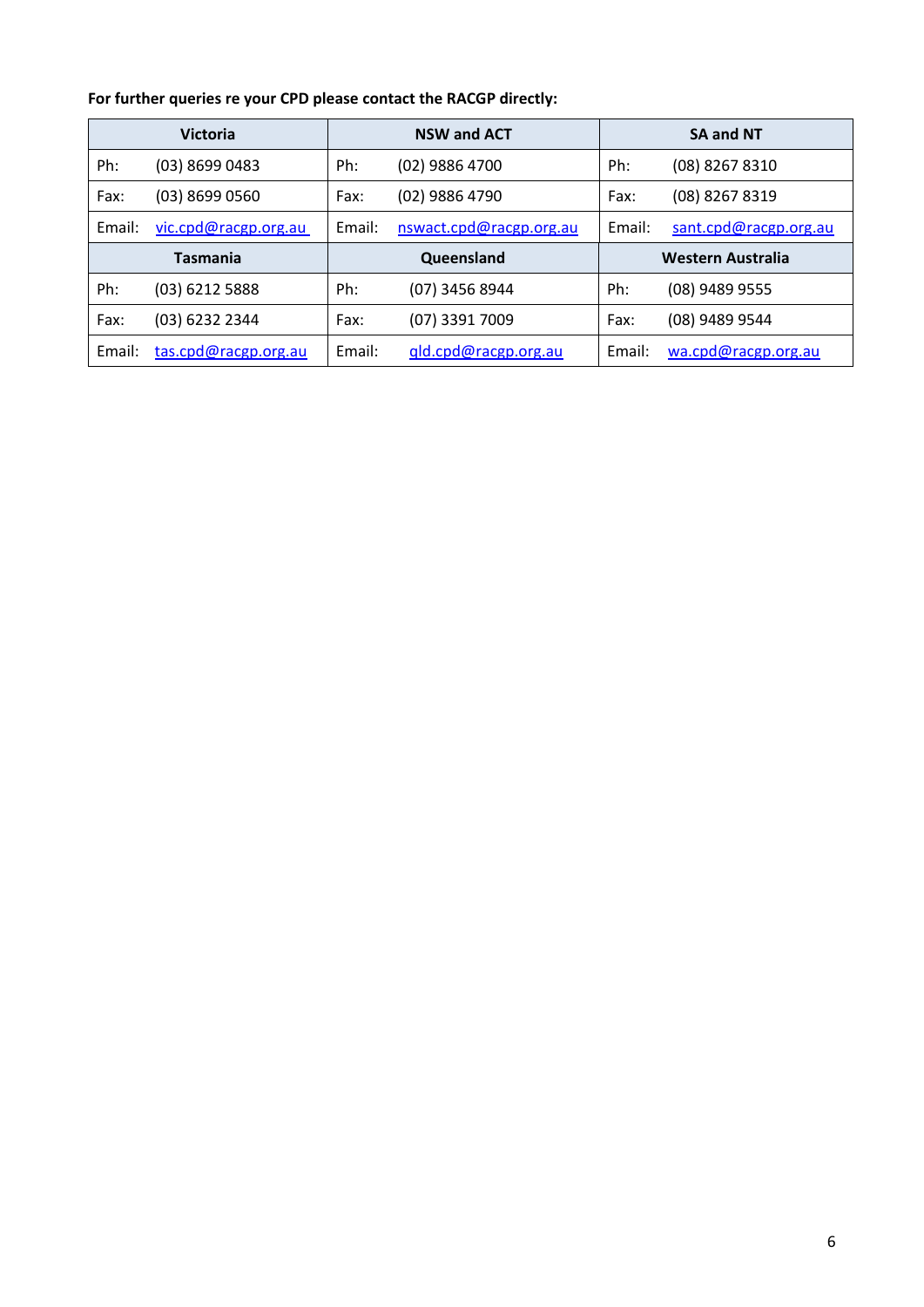**For further queries re your CPD please contact the RACGP directly:**

| Victoria | | NSW and ACT | | SA and NT | |
|---|---|---|---|---|---|
| Ph: | (03) 8699 0483 | Ph: | (02) 9886 4700 | Ph: | (08) 8267 8310 |
| Fax: | (03) 8699 0560 | Fax: | (02) 9886 4790 | Fax: | (08) 8267 8319 |
| Email: | vic.cpd@racgp.org.au | Email: | nswact.cpd@racgp.org.au | Email: | sant.cpd@racgp.org.au |
| **Tasmania** | | **Queensland** | | **Western Australia** | |
| Ph: | (03) 6212 5888 | Ph: | (07) 3456 8944 | Ph: | (08) 9489 9555 |
| Fax: | (03) 6232 2344 | Fax: | (07) 3391 7009 | Fax: | (08) 9489 9544 |
| Email: | tas.cpd@racgp.org.au | Email: | qld.cpd@racgp.org.au | Email: | wa.cpd@racgp.org.au |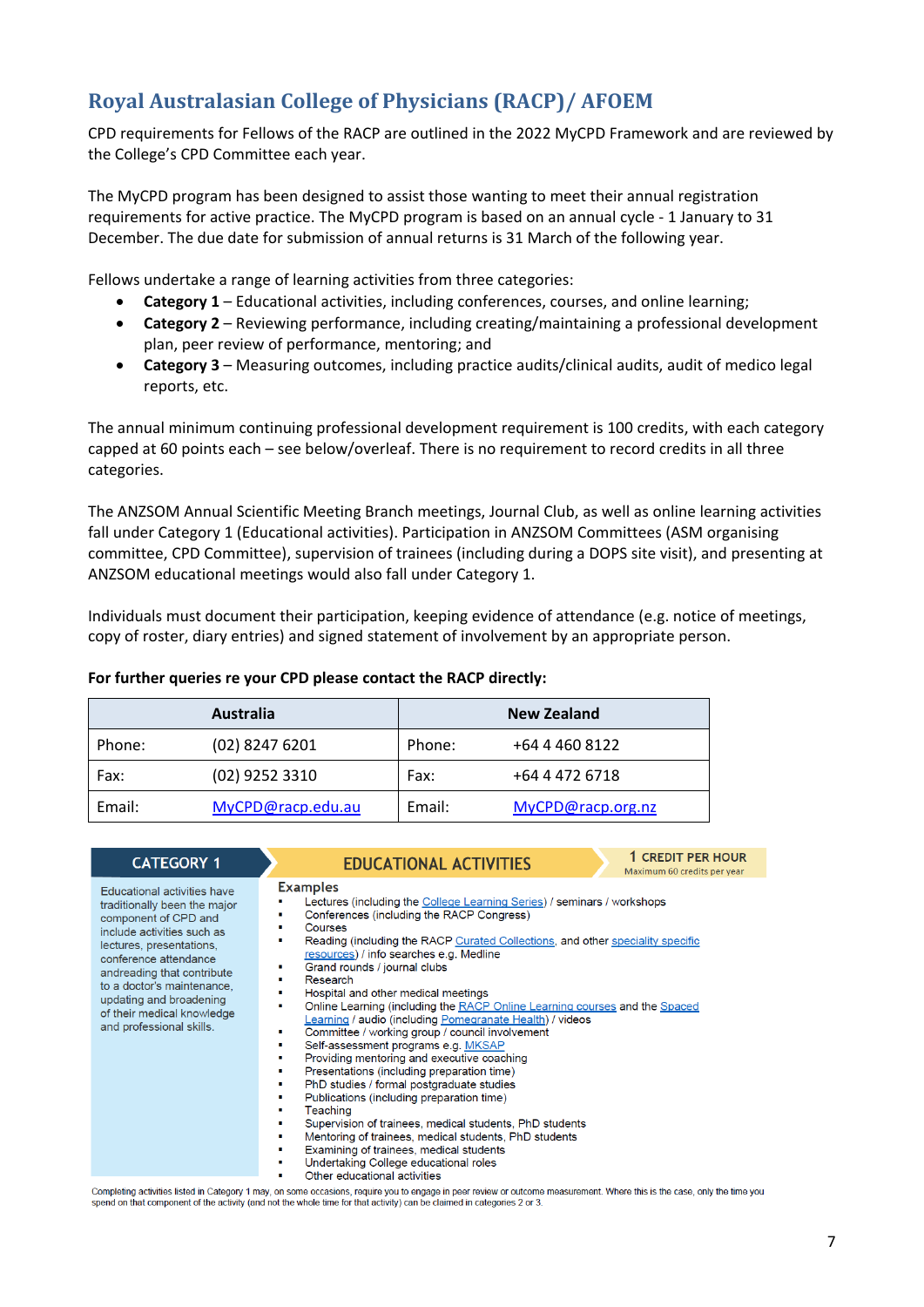## Royal Australasian College of Physicians (RACP)/ AFOEM

CPD requirements for Fellows of the RACP are outlined in the 2022 MyCPD Framework and are reviewed by the College's CPD Committee each year.

The MyCPD program has been designed to assist those wanting to meet their annual registration requirements for active practice. The MyCPD program is based on an annual cycle - 1 January to 31 December. The due date for submission of annual returns is 31 March of the following year.

Fellows undertake a range of learning activities from three categories:

- **Category 1** – Educational activities, including conferences, courses, and online learning;
- **Category 2** – Reviewing performance, including creating/maintaining a professional development plan, peer review of performance, mentoring; and
- **Category 3** – Measuring outcomes, including practice audits/clinical audits, audit of medico legal reports, etc.

The annual minimum continuing professional development requirement is 100 credits, with each category capped at 60 points each – see below/overleaf. There is no requirement to record credits in all three categories.

The ANZSOM Annual Scientific Meeting Branch meetings, Journal Club, as well as online learning activities fall under Category 1 (Educational activities). Participation in ANZSOM Committees (ASM organising committee, CPD Committee), supervision of trainees (including during a DOPS site visit), and presenting at ANZSOM educational meetings would also fall under Category 1.

Individuals must document their participation, keeping evidence of attendance (e.g. notice of meetings, copy of roster, diary entries) and signed statement of involvement by an appropriate person.

**For further queries re your CPD please contact the RACP directly:**

| Australia | | New Zealand | |
|---|---|---|---|
| Phone: | (02) 8247 6201 | Phone: | +64 4 460 8122 |
| Fax: | (02) 9252 3310 | Fax: | +64 4 472 6718 |
| Email: | MyCPD@racp.edu.au | Email: | MyCPD@racp.org.nz |

| CATEGORY 1 | EDUCATIONAL ACTIVITIES | 1 CREDIT PER HOUR Maximum 60 credits per year |
|---|---|---|

Educational activities have traditionally been the major component of CPD and include activities such as lectures, presentations, conference attendance andreading that contribute to a doctor's maintenance, updating and broadening of their medical knowledge and professional skills.

**Examples**

- Lectures (including the College Learning Series) / seminars / workshops
- Conferences (including the RACP Congress)
- Courses
- Reading (including the RACP Curated Collections, and other speciality specific resources) / info searches e.g. Medline
- Grand rounds / journal clubs
- Research
- Hospital and other medical meetings
- Online Learning (including the RACP Online Learning courses and the Spaced Learning / audio (including Pomegranate Health) / videos
- Committee / working group / council involvement
- Self-assessment programs e.g. MKSAP
- Providing mentoring and executive coaching
- Presentations (including preparation time)
- PhD studies / formal postgraduate studies
- Publications (including preparation time)
- Teaching
- Supervision of trainees, medical students, PhD students
- Mentoring of trainees, medical students, PhD students
- Examining of trainees, medical students
- Undertaking College educational roles
- Other educational activities

Completing activities listed in Category 1 may, on some occasions, require you to engage in peer review or outcome measurement. Where this is the case, only the time you spend on that component of the activity (and not the whole time for that activity) can be claimed in categories 2 or 3.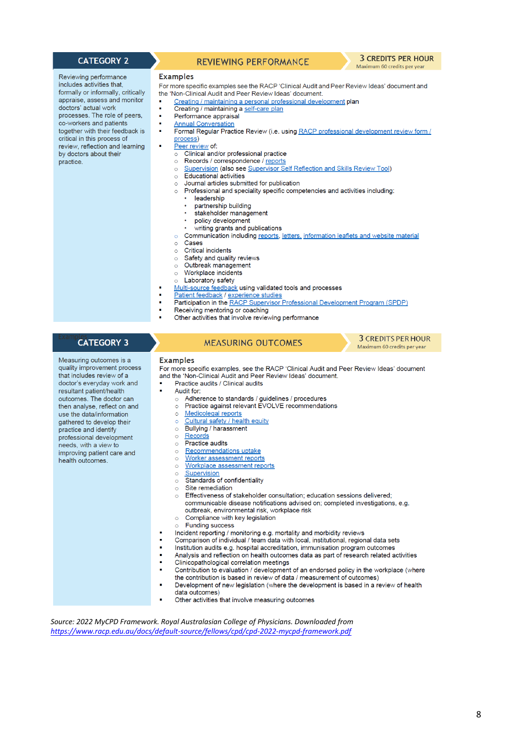## CATEGORY 2 — REVIEWING PERFORMANCE — 3 CREDITS PER HOUR

Maximum 60 credits per year

Reviewing performance includes activities that, formally or informally, critically appraise, assess and monitor doctors' actual work processes. The role of peers, co-workers and patients together with their feedback is critical in this process of review, reflection and learning by doctors about their practice.

### Examples

For more specific examples see the RACP 'Clinical Audit and Peer Review Ideas' document and the 'Non-Clinical Audit and Peer Review Ideas' document.

- Creating / maintaining a personal professional development plan
- Creating / maintaining a self-care plan
- Performance appraisal
- Annual Conversation
- Formal Regular Practice Review (i.e. using RACP professional development review form / process)
- Peer review of:
  - Clinical and/or professional practice
  - Records / correspondence / reports
  - Supervision (also see Supervisor Self Reflection and Skills Review Tool)
  - Educational activities
  - Journal articles submitted for publication
  - Professional and speciality specific competencies and activities including:
    - leadership
    - partnership building
    - stakeholder management
    - policy development
    - writing grants and publications
  - Communication including reports, letters, information leaflets and website material
  - Cases
  - Critical incidents
  - Safety and quality reviews
  - Outbreak management
  - Workplace incidents
  - Laboratory safety
- Multi-source feedback using validated tools and processes
- Patient feedback / experience studies
- Participation in the RACP Supervisor Professional Development Program (SPDP)
- Receiving mentoring or coaching
- Other activities that involve reviewing performance

## CATEGORY 3 — MEASURING OUTCOMES — 3 CREDITS PER HOUR

Maximum 60 credits per year

Measuring outcomes is a quality improvement process that includes review of a doctor's everyday work and resultant patient/health outcomes. The doctor can then analyse, reflect on and use the data/information gathered to develop their practice and identify professional development needs, with a view to improving patient care and health outcomes.

### Examples

For more specific examples, see the RACP 'Clinical Audit and Peer Review Ideas' document and the 'Non-Clinical Audit and Peer Review Ideas' document.

- Practice audits / Clinical audits
- Audit for:
  - Adherence to standards / guidelines / procedures
  - Practice against relevant EVOLVE recommendations
  - Medicolegal reports
  - Cultural safety / health equity
  - Bullying / harassment
  - Records
  - Practice audits
  - Recommendations uptake
  - Worker assessment reports
  - Workplace assessment reports
  - Supervision
  - Standards of confidentiality
  - Site remediation
  - Effectiveness of stakeholder consultation; education sessions delivered; communicable disease notifications advised on; completed investigations, e.g. outbreak, environmental risk, workplace risk
  - Compliance with key legislation
  - Funding success
- Incident reporting / monitoring e.g. mortality and morbidity reviews
- Comparison of individual / team data with local, institutional, regional data sets
- Institution audits e.g. hospital accreditation, immunisation program outcomes
- Analysis and reflection on health outcomes data as part of research related activities
- Clinicopathological correlation meetings
- Contribution to evaluation / development of an endorsed policy in the workplace (where the contribution is based in review of data / measurement of outcomes)
- Development of new legislation (where the development is based in a review of health data outcomes)
- Other activities that involve measuring outcomes

*Source: 2022 MyCPD Framework. Royal Australasian College of Physicians. Downloaded from https://www.racp.edu.au/docs/default-source/fellows/cpd/cpd-2022-mycpd-framework.pdf*